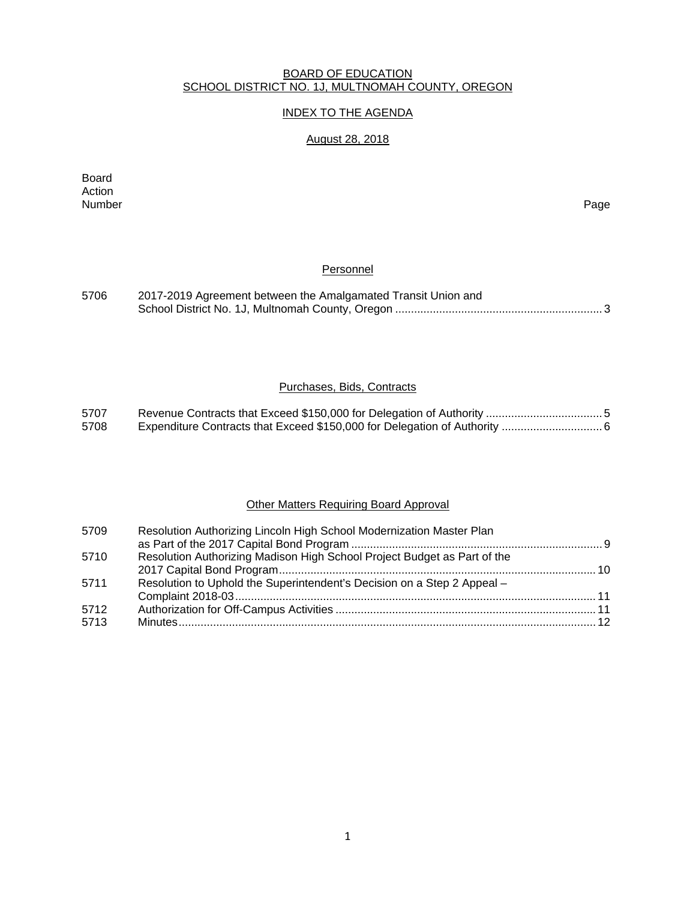BOARD OF EDUCATION
SCHOOL DISTRICT NO. 1J, MULTNOMAH COUNTY, OREGON

INDEX TO THE AGENDA

August 28, 2018

| Board Action Number | | Page |
|---|---|---|

## Personnel

| | | |
|---|---|---|
| 5706 | 2017-2019 Agreement between the Amalgamated Transit Union and School District No. 1J, Multnomah County, Oregon | 3 |

## Purchases, Bids, Contracts

| | | |
|---|---|---|
| 5707 | Revenue Contracts that Exceed $150,000 for Delegation of Authority | 5 |
| 5708 | Expenditure Contracts that Exceed $150,000 for Delegation of Authority | 6 |

## Other Matters Requiring Board Approval

| | | |
|---|---|---|
| 5709 | Resolution Authorizing Lincoln High School Modernization Master Plan as Part of the 2017 Capital Bond Program | 9 |
| 5710 | Resolution Authorizing Madison High School Project Budget as Part of the 2017 Capital Bond Program | 10 |
| 5711 | Resolution to Uphold the Superintendent's Decision on a Step 2 Appeal – Complaint 2018-03 | 11 |
| 5712 | Authorization for Off-Campus Activities | 11 |
| 5713 | Minutes | 12 |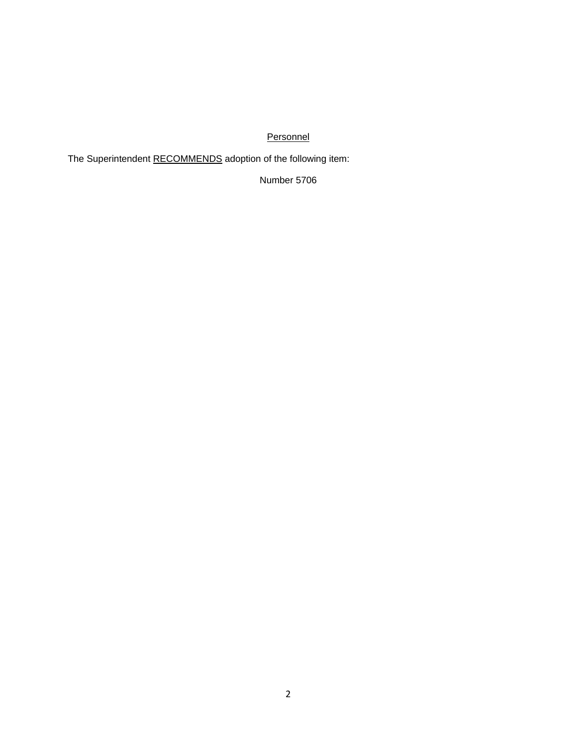<u>Personnel</u>

The Superintendent <u>RECOMMENDS</u> adoption of the following item:

Number 5706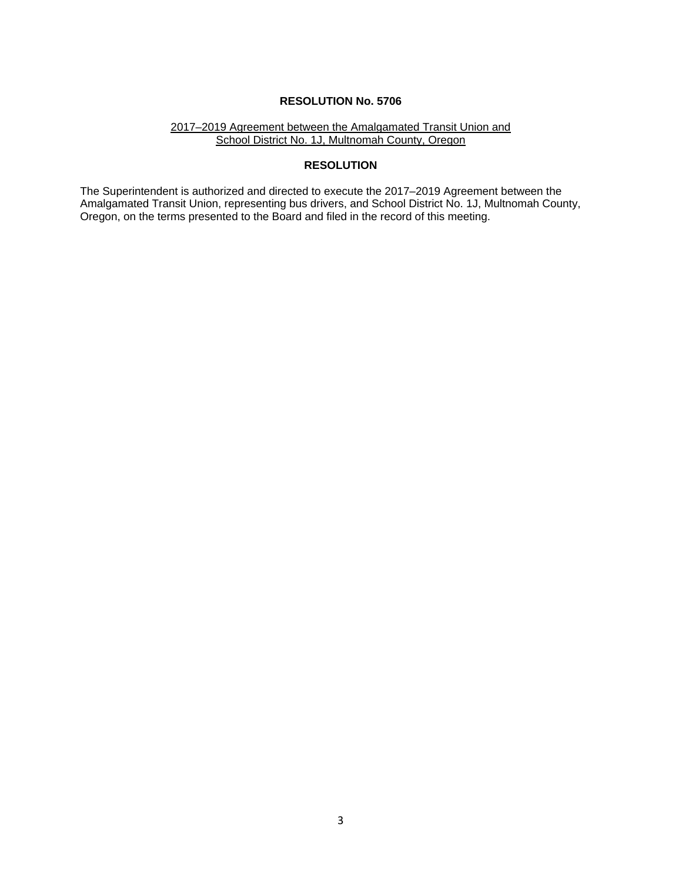**RESOLUTION No. 5706**

<u>2017–2019 Agreement between the Amalgamated Transit Union and School District No. 1J, Multnomah County, Oregon</u>

**RESOLUTION**

The Superintendent is authorized and directed to execute the 2017–2019 Agreement between the Amalgamated Transit Union, representing bus drivers, and School District No. 1J, Multnomah County, Oregon, on the terms presented to the Board and filed in the record of this meeting.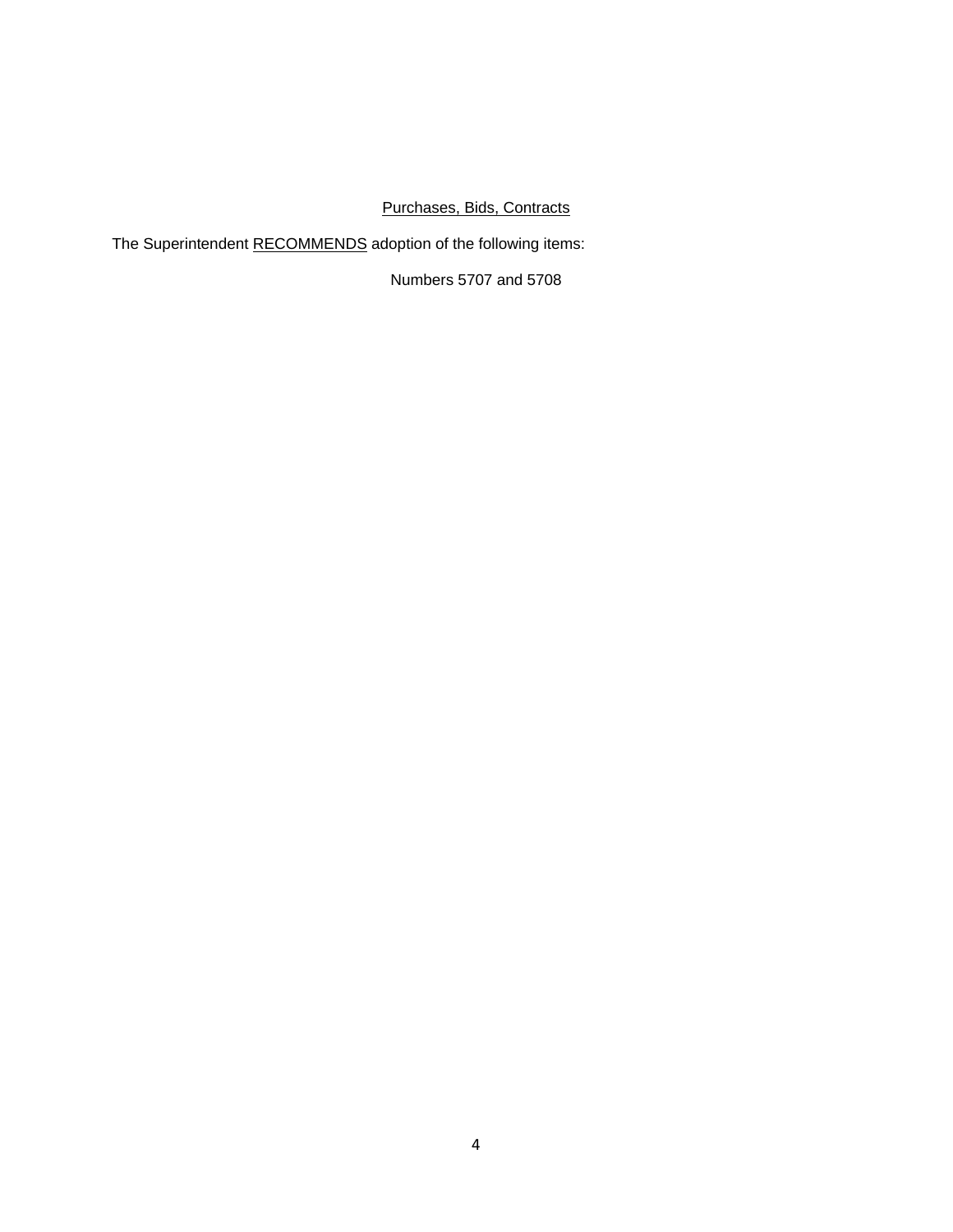<u>Purchases, Bids, Contracts</u>

The Superintendent <u>RECOMMENDS</u> adoption of the following items:

Numbers 5707 and 5708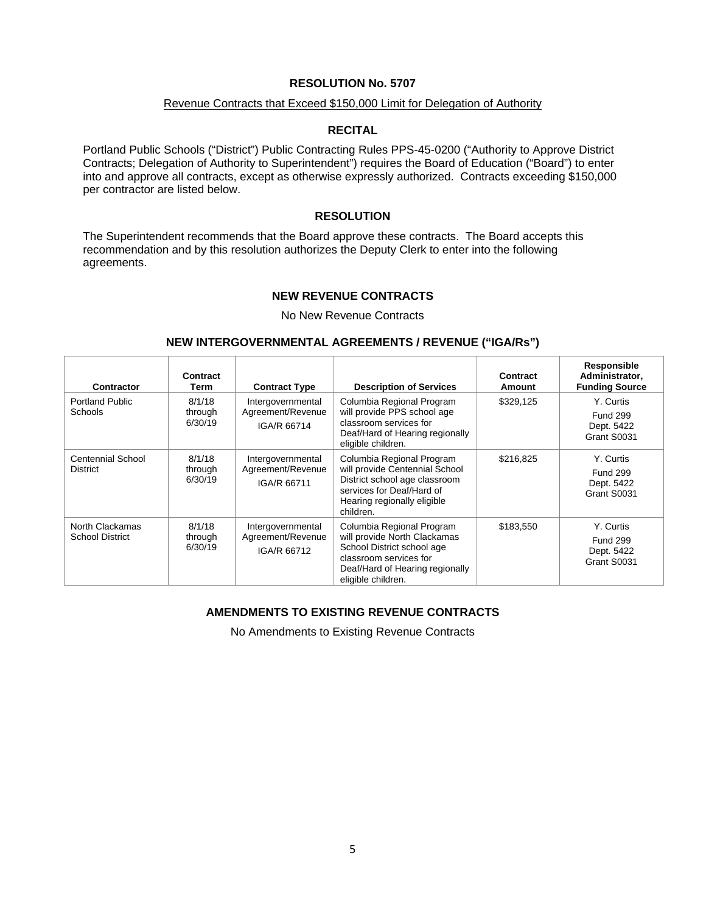## RESOLUTION No. 5707

Revenue Contracts that Exceed $150,000 Limit for Delegation of Authority

### RECITAL

Portland Public Schools ("District") Public Contracting Rules PPS-45-0200 ("Authority to Approve District Contracts; Delegation of Authority to Superintendent") requires the Board of Education ("Board") to enter into and approve all contracts, except as otherwise expressly authorized. Contracts exceeding $150,000 per contractor are listed below.

### RESOLUTION

The Superintendent recommends that the Board approve these contracts. The Board accepts this recommendation and by this resolution authorizes the Deputy Clerk to enter into the following agreements.

### NEW REVENUE CONTRACTS

No New Revenue Contracts

### NEW INTERGOVERNMENTAL AGREEMENTS / REVENUE ("IGA/Rs")

| Contractor | Contract Term | Contract Type | Description of Services | Contract Amount | Responsible Administrator, Funding Source |
|---|---|---|---|---|---|
| Portland Public Schools | 8/1/18 through 6/30/19 | Intergovernmental Agreement/Revenue IGA/R 66714 | Columbia Regional Program will provide PPS school age classroom services for Deaf/Hard of Hearing regionally eligible children. | $329,125 | Y. Curtis Fund 299 Dept. 5422 Grant S0031 |
| Centennial School District | 8/1/18 through 6/30/19 | Intergovernmental Agreement/Revenue IGA/R 66711 | Columbia Regional Program will provide Centennial School District school age classroom services for Deaf/Hard of Hearing regionally eligible children. | $216,825 | Y. Curtis Fund 299 Dept. 5422 Grant S0031 |
| North Clackamas School District | 8/1/18 through 6/30/19 | Intergovernmental Agreement/Revenue IGA/R 66712 | Columbia Regional Program will provide North Clackamas School District school age classroom services for Deaf/Hard of Hearing regionally eligible children. | $183,550 | Y. Curtis Fund 299 Dept. 5422 Grant S0031 |

### AMENDMENTS TO EXISTING REVENUE CONTRACTS

No Amendments to Existing Revenue Contracts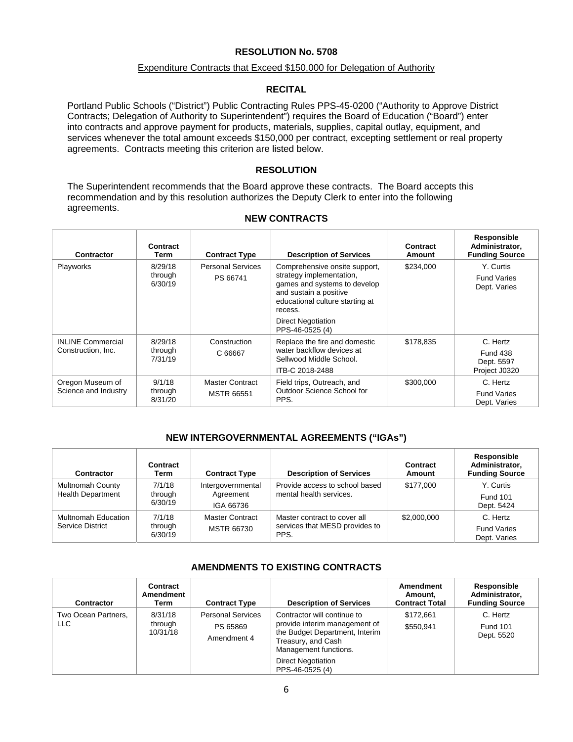## RESOLUTION No. 5708

Expenditure Contracts that Exceed $150,000 for Delegation of Authority

### RECITAL

Portland Public Schools ("District") Public Contracting Rules PPS-45-0200 ("Authority to Approve District Contracts; Delegation of Authority to Superintendent") requires the Board of Education ("Board") enter into contracts and approve payment for products, materials, supplies, capital outlay, equipment, and services whenever the total amount exceeds $150,000 per contract, excepting settlement or real property agreements. Contracts meeting this criterion are listed below.

### RESOLUTION

The Superintendent recommends that the Board approve these contracts. The Board accepts this recommendation and by this resolution authorizes the Deputy Clerk to enter into the following agreements.

### NEW CONTRACTS

| Contractor | Contract Term | Contract Type | Description of Services | Contract Amount | Responsible Administrator, Funding Source |
|---|---|---|---|---|---|
| Playworks | 8/29/18 through 6/30/19 | Personal Services PS 66741 | Comprehensive onsite support, strategy implementation, games and systems to develop and sustain a positive educational culture starting at recess. Direct Negotiation PPS-46-0525 (4) | $234,000 | Y. Curtis Fund Varies Dept. Varies |
| INLINE Commercial Construction, Inc. | 8/29/18 through 7/31/19 | Construction C 66667 | Replace the fire and domestic water backflow devices at Sellwood Middle School. ITB-C 2018-2488 | $178,835 | C. Hertz Fund 438 Dept. 5597 Project J0320 |
| Oregon Museum of Science and Industry | 9/1/18 through 8/31/20 | Master Contract MSTR 66551 | Field trips, Outreach, and Outdoor Science School for PPS. | $300,000 | C. Hertz Fund Varies Dept. Varies |

### NEW INTERGOVERNMENTAL AGREEMENTS ("IGAs")

| Contractor | Contract Term | Contract Type | Description of Services | Contract Amount | Responsible Administrator, Funding Source |
|---|---|---|---|---|---|
| Multnomah County Health Department | 7/1/18 through 6/30/19 | Intergovernmental Agreement IGA 66736 | Provide access to school based mental health services. | $177,000 | Y. Curtis Fund 101 Dept. 5424 |
| Multnomah Education Service District | 7/1/18 through 6/30/19 | Master Contract MSTR 66730 | Master contract to cover all services that MESD provides to PPS. | $2,000,000 | C. Hertz Fund Varies Dept. Varies |

### AMENDMENTS TO EXISTING CONTRACTS

| Contractor | Contract Amendment Term | Contract Type | Description of Services | Amendment Amount, Contract Total | Responsible Administrator, Funding Source |
|---|---|---|---|---|---|
| Two Ocean Partners, LLC | 8/31/18 through 10/31/18 | Personal Services PS 65869 Amendment 4 | Contractor will continue to provide interim management of the Budget Department, Interim Treasury, and Cash Management functions. Direct Negotiation PPS-46-0525 (4) | $172,661 $550,941 | C. Hertz Fund 101 Dept. 5520 |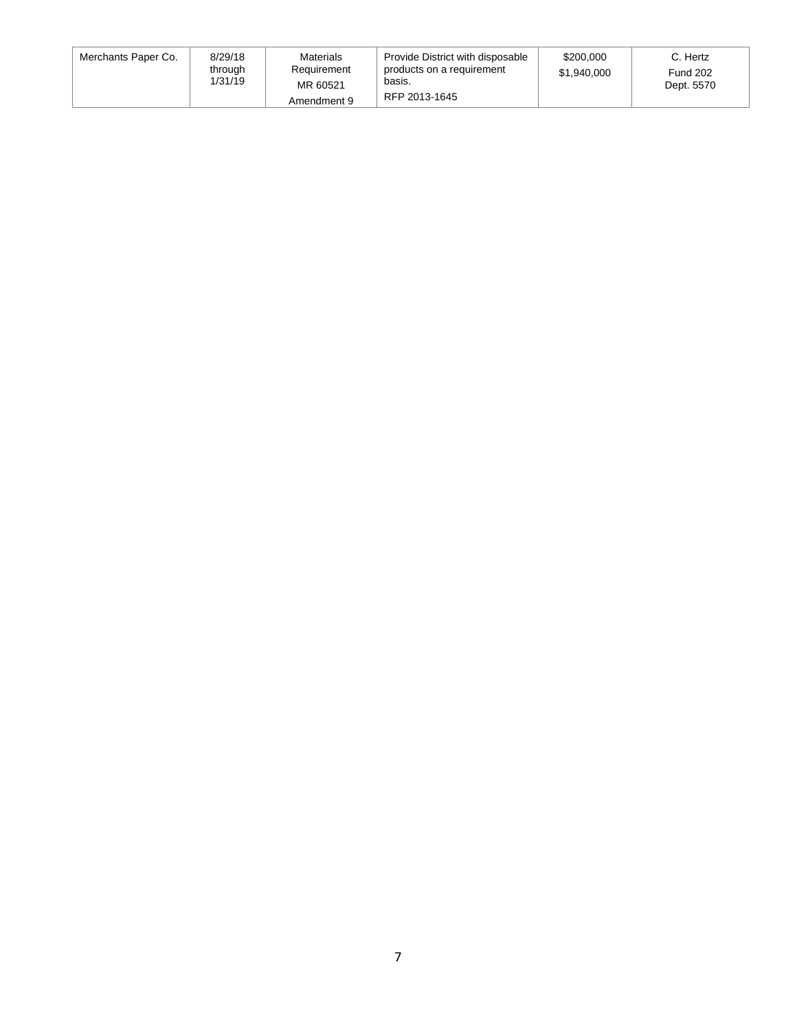| Merchants Paper Co. | 8/29/18 through 1/31/19 | Materials Requirement MR 60521 Amendment 9 | Provide District with disposable products on a requirement basis. RFP 2013-1645 | $200,000 $1,940,000 | C. Hertz Fund 202 Dept. 5570 |
|---|---|---|---|---|---|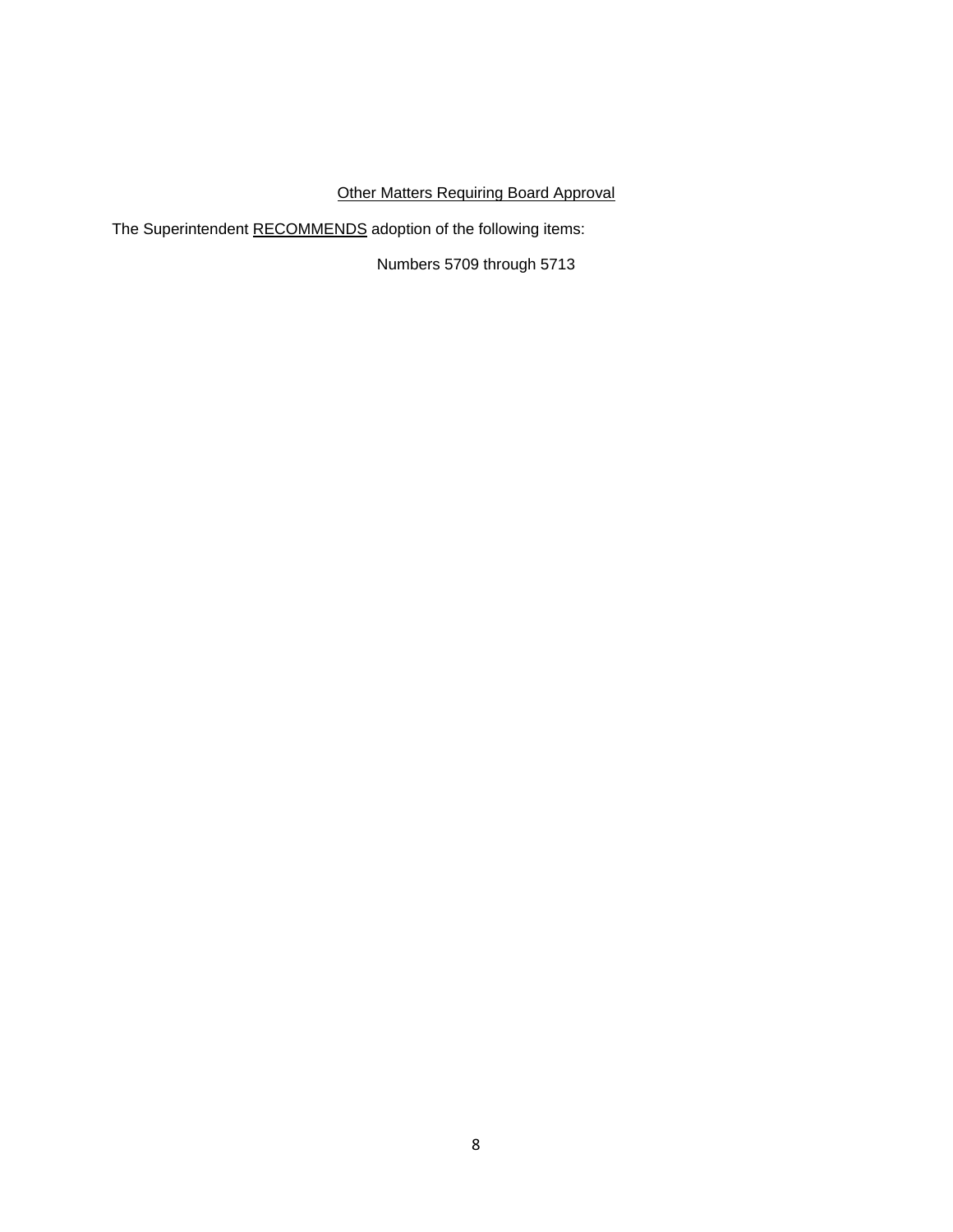Other Matters Requiring Board Approval

The Superintendent RECOMMENDS adoption of the following items:

Numbers 5709 through 5713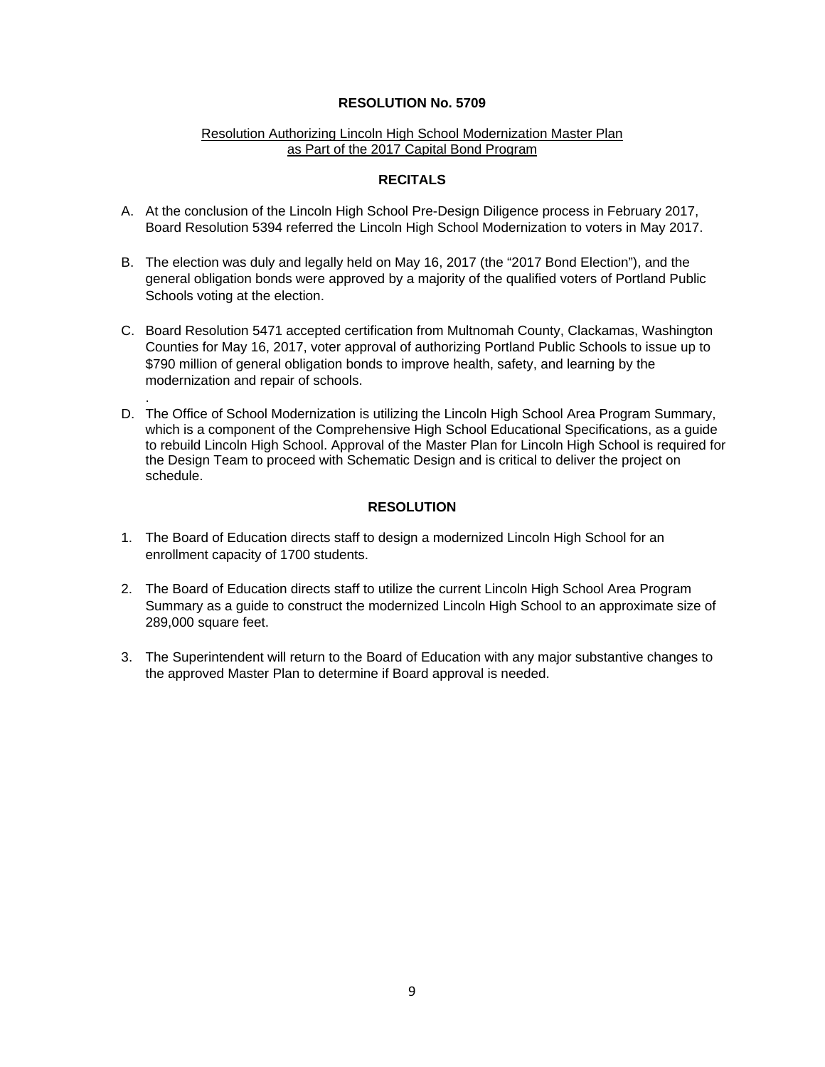# RESOLUTION No. 5709

Resolution Authorizing Lincoln High School Modernization Master Plan as Part of the 2017 Capital Bond Program

## RECITALS

A. At the conclusion of the Lincoln High School Pre-Design Diligence process in February 2017, Board Resolution 5394 referred the Lincoln High School Modernization to voters in May 2017.

B. The election was duly and legally held on May 16, 2017 (the "2017 Bond Election"), and the general obligation bonds were approved by a majority of the qualified voters of Portland Public Schools voting at the election.

C. Board Resolution 5471 accepted certification from Multnomah County, Clackamas, Washington Counties for May 16, 2017, voter approval of authorizing Portland Public Schools to issue up to $790 million of general obligation bonds to improve health, safety, and learning by the modernization and repair of schools.
.

D. The Office of School Modernization is utilizing the Lincoln High School Area Program Summary, which is a component of the Comprehensive High School Educational Specifications, as a guide to rebuild Lincoln High School. Approval of the Master Plan for Lincoln High School is required for the Design Team to proceed with Schematic Design and is critical to deliver the project on schedule.

## RESOLUTION

1. The Board of Education directs staff to design a modernized Lincoln High School for an enrollment capacity of 1700 students.

2. The Board of Education directs staff to utilize the current Lincoln High School Area Program Summary as a guide to construct the modernized Lincoln High School to an approximate size of 289,000 square feet.

3. The Superintendent will return to the Board of Education with any major substantive changes to the approved Master Plan to determine if Board approval is needed.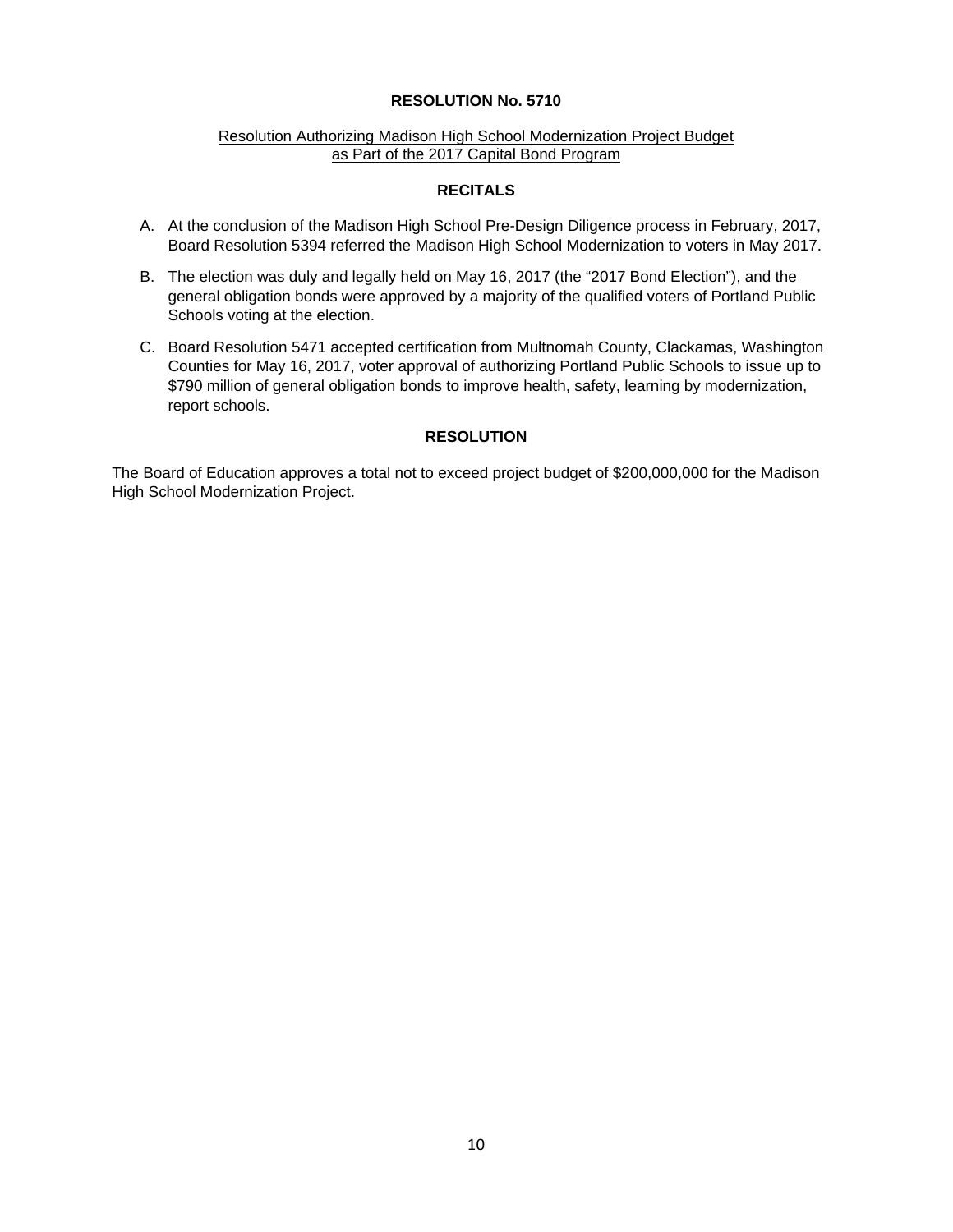## RESOLUTION No. 5710

Resolution Authorizing Madison High School Modernization Project Budget as Part of the 2017 Capital Bond Program

### RECITALS

A. At the conclusion of the Madison High School Pre-Design Diligence process in February, 2017, Board Resolution 5394 referred the Madison High School Modernization to voters in May 2017.

B. The election was duly and legally held on May 16, 2017 (the "2017 Bond Election"), and the general obligation bonds were approved by a majority of the qualified voters of Portland Public Schools voting at the election.

C. Board Resolution 5471 accepted certification from Multnomah County, Clackamas, Washington Counties for May 16, 2017, voter approval of authorizing Portland Public Schools to issue up to $790 million of general obligation bonds to improve health, safety, learning by modernization, report schools.

### RESOLUTION

The Board of Education approves a total not to exceed project budget of $200,000,000 for the Madison High School Modernization Project.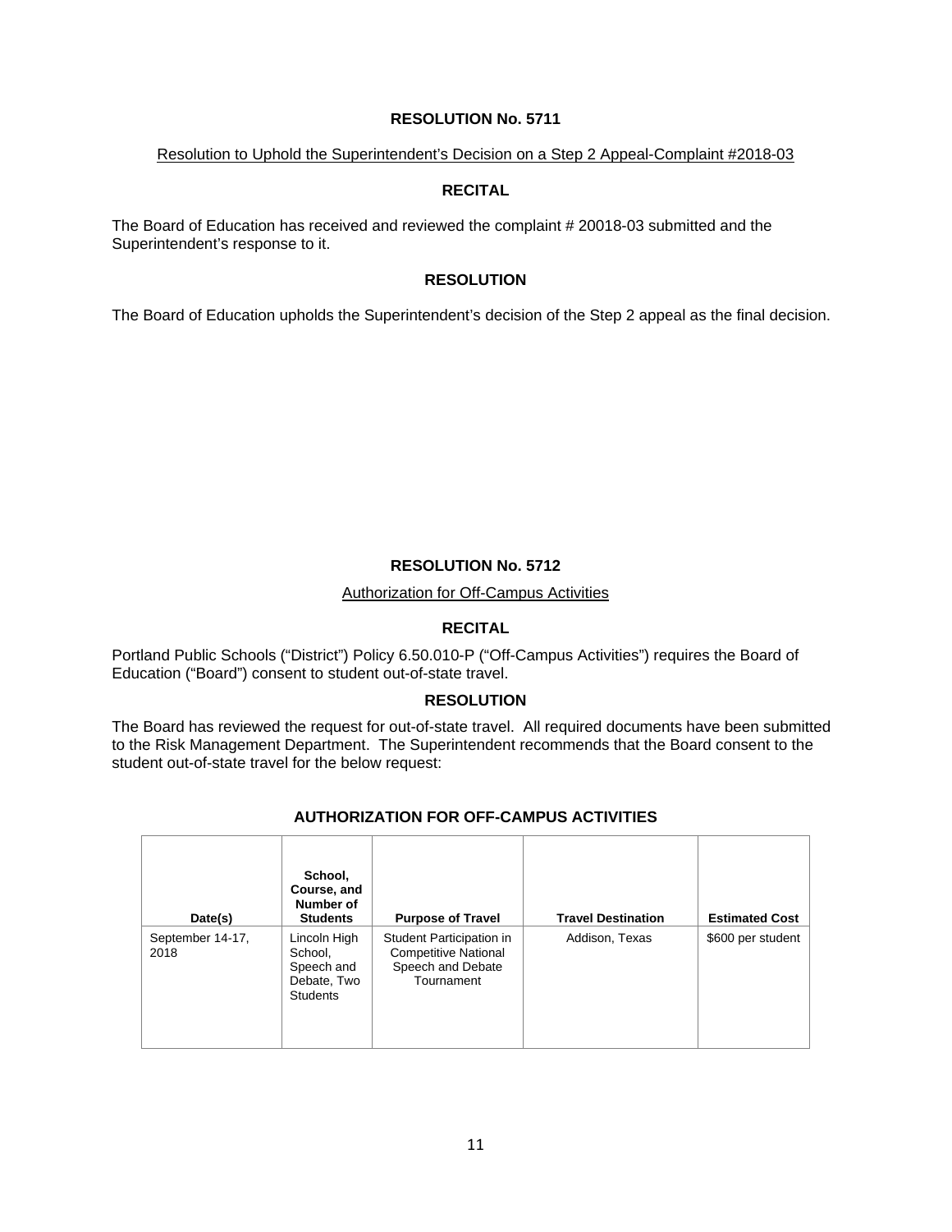## RESOLUTION No. 5711

Resolution to Uphold the Superintendent's Decision on a Step 2 Appeal-Complaint #2018-03

### RECITAL

The Board of Education has received and reviewed the complaint # 20018-03 submitted and the Superintendent's response to it.

### RESOLUTION

The Board of Education upholds the Superintendent's decision of the Step 2 appeal as the final decision.

## RESOLUTION No. 5712

Authorization for Off-Campus Activities

### RECITAL

Portland Public Schools ("District") Policy 6.50.010-P ("Off-Campus Activities") requires the Board of Education ("Board") consent to student out-of-state travel.

### RESOLUTION

The Board has reviewed the request for out-of-state travel. All required documents have been submitted to the Risk Management Department. The Superintendent recommends that the Board consent to the student out-of-state travel for the below request:

### AUTHORIZATION FOR OFF-CAMPUS ACTIVITIES

| Date(s) | School, Course, and Number of Students | Purpose of Travel | Travel Destination | Estimated Cost |
|---|---|---|---|---|
| September 14-17, 2018 | Lincoln High School, Speech and Debate, Two Students | Student Participation in Competitive National Speech and Debate Tournament | Addison, Texas | $600 per student |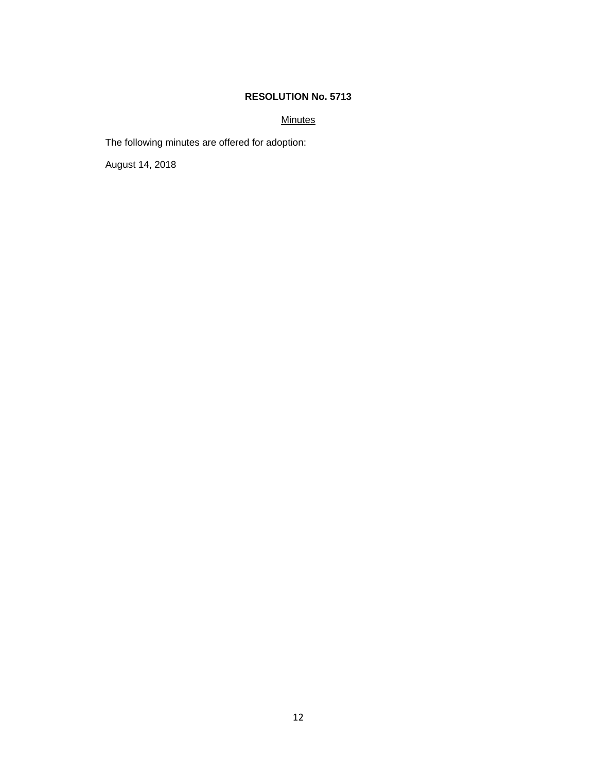**RESOLUTION No. 5713**

Minutes

The following minutes are offered for adoption:

August 14, 2018